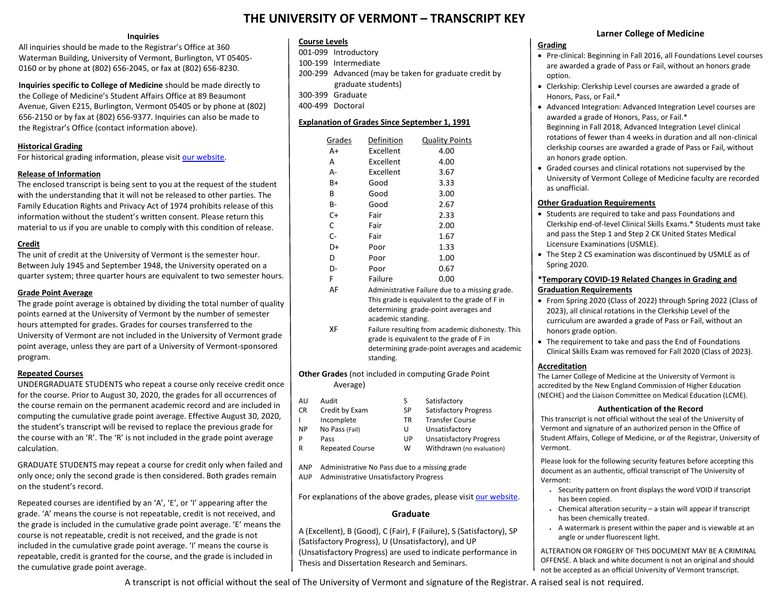# THE UNIVERSITY OF VERMONT – TRANSCRIPT KEY

### Inquiries

All inquiries should be made to the Registrar's Office at 360 Waterman Building, University of Vermont, Burlington, VT 05405-0160 or by phone at (802) 656-2045, or fax at (802) 656-8230.

**Inquiries specific to College of Medicine** should be made directly to the College of Medicine's Student Affairs Office at 89 Beaumont Avenue, Given E215, Burlington, Vermont 05405 or by phone at (802) 656-2150 or by fax at (802) 656-9377. Inquiries can also be made to the Registrar's Office (contact information above).

### Historical Grading

For historical grading information, please visit our website.

### Release of Information

The enclosed transcript is being sent to you at the request of the student with the understanding that it will not be released to other parties. The Family Education Rights and Privacy Act of 1974 prohibits release of this information without the student's written consent. Please return this material to us if you are unable to comply with this condition of release.

### Credit

The unit of credit at the University of Vermont is the semester hour. Between July 1945 and September 1948, the University operated on a quarter system; three quarter hours are equivalent to two semester hours.

### Grade Point Average

The grade point average is obtained by dividing the total number of quality points earned at the University of Vermont by the number of semester hours attempted for grades. Grades for courses transferred to the University of Vermont are not included in the University of Vermont grade point average, unless they are part of a University of Vermont-sponsored program.

### Repeated Courses

UNDERGRADUATE STUDENTS who repeat a course only receive credit once for the course. Prior to August 30, 2020, the grades for all occurrences of the course remain on the permanent academic record and are included in computing the cumulative grade point average. Effective August 30, 2020, the student's transcript will be revised to replace the previous grade for the course with an 'R'. The 'R' is not included in the grade point average calculation.

GRADUATE STUDENTS may repeat a course for credit only when failed and only once; only the second grade is then considered. Both grades remain on the student's record.

Repeated courses are identified by an 'A', 'E', or 'I' appearing after the grade. 'A' means the course is not repeatable, credit is not received, and the grade is included in the cumulative grade point average. 'E' means the course is not repeatable, credit is not received, and the grade is not included in the cumulative grade point average. 'I' means the course is repeatable, credit is granted for the course, and the grade is included in the cumulative grade point average.

### Course Levels

- 001-099 Introductory
- 100-199 Intermediate
- 200-299 Advanced (may be taken for graduate credit by graduate students)
- 300-399 Graduate
- 400-499 Doctoral

### Explanation of Grades Since September 1, 1991

| Grades | Definition | Quality Points |
|---|---|---|
| A+ | Excellent | 4.00 |
| A | Excellent | 4.00 |
| A- | Excellent | 3.67 |
| B+ | Good | 3.33 |
| B | Good | 3.00 |
| B- | Good | 2.67 |
| C+ | Fair | 2.33 |
| C | Fair | 2.00 |
| C- | Fair | 1.67 |
| D+ | Poor | 1.33 |
| D | Poor | 1.00 |
| D- | Poor | 0.67 |
| F | Failure | 0.00 |
| AF | Administrative Failure due to a missing grade. This grade is equivalent to the grade of F in determining grade-point averages and academic standing. | |
| XF | Failure resulting from academic dishonesty. This grade is equivalent to the grade of F in determining grade-point averages and academic standing. | |

**Other Grades** (not included in computing Grade Point Average)

| | | | |
|---|---|---|---|
| AU | Audit | S | Satisfactory |
| CR | Credit by Exam | SP | Satisfactory Progress |
| I | Incomplete | TR | Transfer Course |
| NP | No Pass (Fail) | U | Unsatisfactory |
| P | Pass | UP | Unsatisfactory Progress |
| R | Repeated Course | W | Withdrawn (no evaluation) |

- ANP Administrative No Pass due to a missing grade
- AUP Administrative Unsatisfactory Progress

For explanations of the above grades, please visit our website.

### Graduate

A (Excellent), B (Good), C (Fair), F (Failure), S (Satisfactory), SP (Satisfactory Progress), U (Unsatisfactory), and UP (Unsatisfactory Progress) are used to indicate performance in Thesis and Dissertation Research and Seminars.

## Larner College of Medicine

### Grading

- Pre-clinical: Beginning in Fall 2016, all Foundations Level courses are awarded a grade of Pass or Fail, without an honors grade option.
- Clerkship: Clerkship Level courses are awarded a grade of Honors, Pass, or Fail.*
- Advanced Integration: Advanced Integration Level courses are awarded a grade of Honors, Pass, or Fail.*
  Beginning in Fall 2018, Advanced Integration Level clinical rotations of fewer than 4 weeks in duration and all non-clinical clerkship courses are awarded a grade of Pass or Fail, without an honors grade option.
- Graded courses and clinical rotations not supervised by the University of Vermont College of Medicine faculty are recorded as unofficial.

### Other Graduation Requirements

- Students are required to take and pass Foundations and Clerkship end-of-level Clinical Skills Exams.* Students must take and pass the Step 1 and Step 2 CK United States Medical Licensure Examinations (USMLE).
- The Step 2 CS examination was discontinued by USMLE as of Spring 2020.

### *Temporary COVID-19 Related Changes in Grading and Graduation Requirements

- From Spring 2020 (Class of 2022) through Spring 2022 (Class of 2023), all clinical rotations in the Clerkship Level of the curriculum are awarded a grade of Pass or Fail, without an honors grade option.
- The requirement to take and pass the End of Foundations Clinical Skills Exam was removed for Fall 2020 (Class of 2023).

### Accreditation

The Larner College of Medicine at the University of Vermont is accredited by the New England Commission of Higher Education (NECHE) and the Liaison Committee on Medical Education (LCME).

### Authentication of the Record

This transcript is not official without the seal of the University of Vermont and signature of an authorized person in the Office of Student Affairs, College of Medicine, or of the Registrar, University of Vermont.

Please look for the following security features before accepting this document as an authentic, official transcript of The University of Vermont:

- Security pattern on front displays the word VOID if transcript has been copied.
- Chemical alteration security – a stain will appear if transcript has been chemically treated.
- A watermark is present within the paper and is viewable at an angle or under fluorescent light.

ALTERATION OR FORGERY OF THIS DOCUMENT MAY BE A CRIMINAL OFFENSE. A black and white document is not an original and should not be accepted as an official University of Vermont transcript.

A transcript is not official without the seal of The University of Vermont and signature of the Registrar. A raised seal is not required.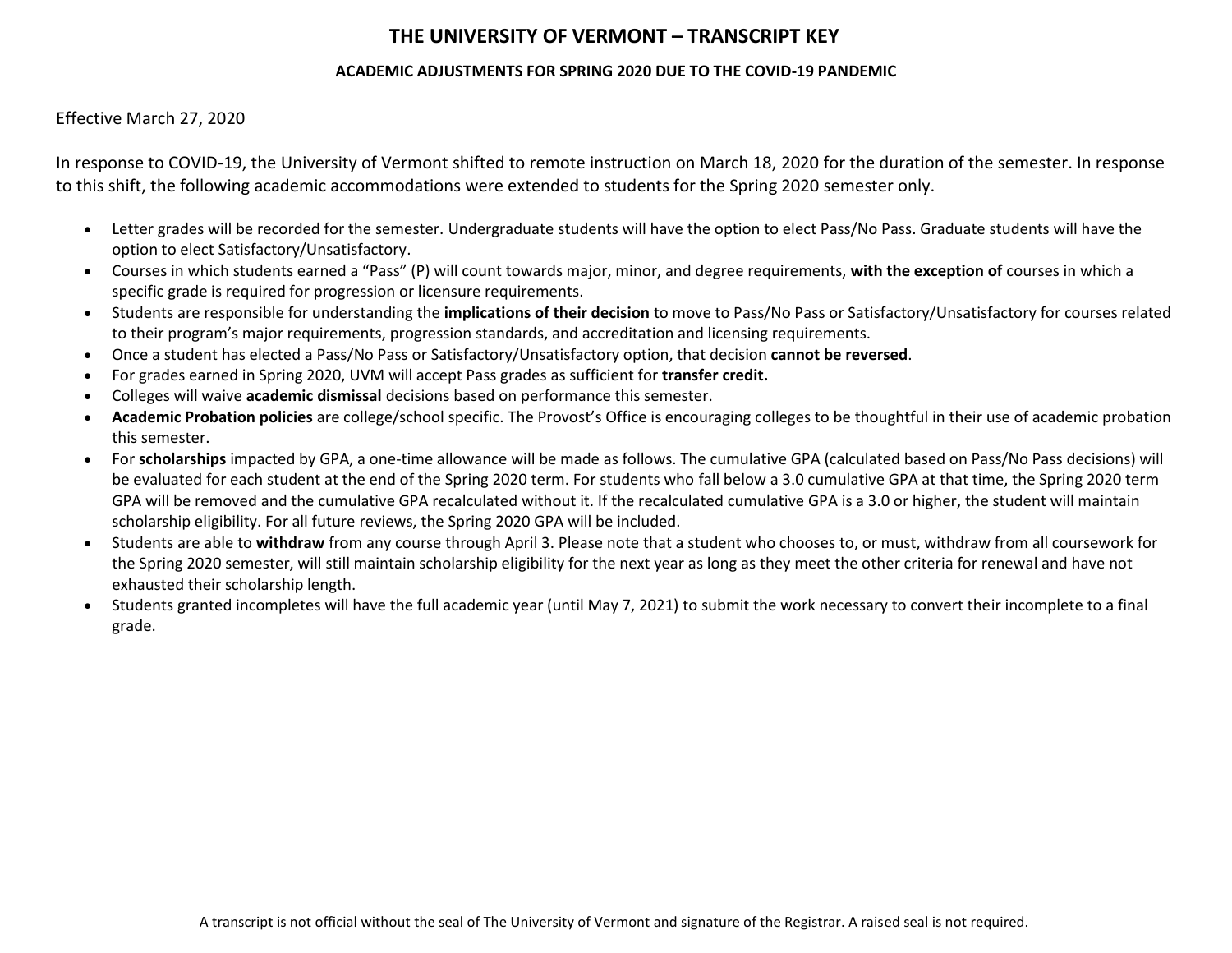# THE UNIVERSITY OF VERMONT – TRANSCRIPT KEY

## ACADEMIC ADJUSTMENTS FOR SPRING 2020 DUE TO THE COVID-19 PANDEMIC

Effective March 27, 2020

In response to COVID-19, the University of Vermont shifted to remote instruction on March 18, 2020 for the duration of the semester. In response to this shift, the following academic accommodations were extended to students for the Spring 2020 semester only.

- Letter grades will be recorded for the semester. Undergraduate students will have the option to elect Pass/No Pass. Graduate students will have the option to elect Satisfactory/Unsatisfactory.
- Courses in which students earned a "Pass" (P) will count towards major, minor, and degree requirements, **with the exception of** courses in which a specific grade is required for progression or licensure requirements.
- Students are responsible for understanding the **implications of their decision** to move to Pass/No Pass or Satisfactory/Unsatisfactory for courses related to their program's major requirements, progression standards, and accreditation and licensing requirements.
- Once a student has elected a Pass/No Pass or Satisfactory/Unsatisfactory option, that decision **cannot be reversed**.
- For grades earned in Spring 2020, UVM will accept Pass grades as sufficient for **transfer credit.**
- Colleges will waive **academic dismissal** decisions based on performance this semester.
- **Academic Probation policies** are college/school specific. The Provost's Office is encouraging colleges to be thoughtful in their use of academic probation this semester.
- For **scholarships** impacted by GPA, a one-time allowance will be made as follows. The cumulative GPA (calculated based on Pass/No Pass decisions) will be evaluated for each student at the end of the Spring 2020 term. For students who fall below a 3.0 cumulative GPA at that time, the Spring 2020 term GPA will be removed and the cumulative GPA recalculated without it. If the recalculated cumulative GPA is a 3.0 or higher, the student will maintain scholarship eligibility. For all future reviews, the Spring 2020 GPA will be included.
- Students are able to **withdraw** from any course through April 3. Please note that a student who chooses to, or must, withdraw from all coursework for the Spring 2020 semester, will still maintain scholarship eligibility for the next year as long as they meet the other criteria for renewal and have not exhausted their scholarship length.
- Students granted incompletes will have the full academic year (until May 7, 2021) to submit the work necessary to convert their incomplete to a final grade.

A transcript is not official without the seal of The University of Vermont and signature of the Registrar. A raised seal is not required.